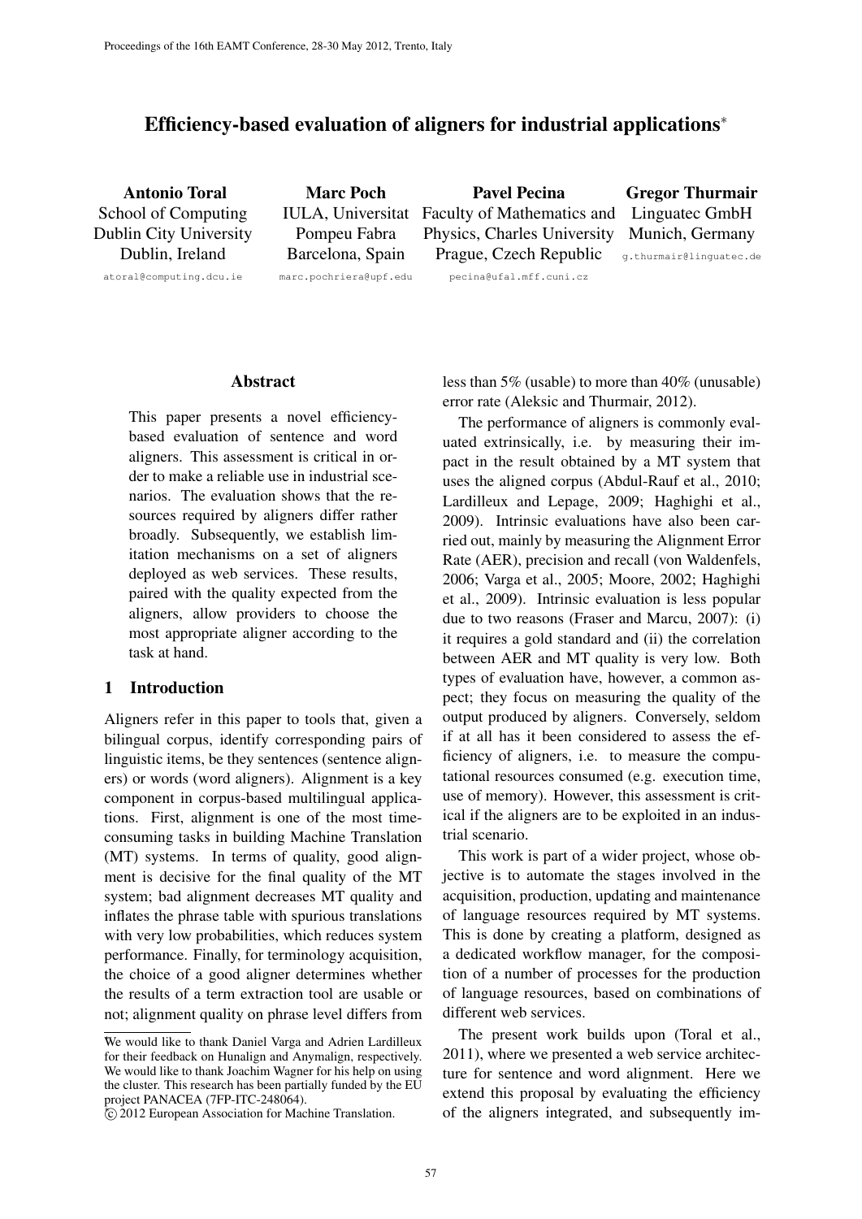# Efficiency-based evaluation of aligners for industrial applications*

**Antonio Toral**
School of Computing
Dublin City University
Dublin, Ireland
atoral@computing.dcu.ie

**Marc Poch**
IULA, Universitat
Pompeu Fabra
Barcelona, Spain
marc.pochriera@upf.edu

**Pavel Pecina**
Faculty of Mathematics and
Physics, Charles University
Prague, Czech Republic
pecina@ufal.mff.cuni.cz

**Gregor Thurmair**
Linguatec GmbH
Munich, Germany
g.thurmair@linguatec.de

## Abstract

This paper presents a novel efficiency-based evaluation of sentence and word aligners. This assessment is critical in order to make a reliable use in industrial scenarios. The evaluation shows that the resources required by aligners differ rather broadly. Subsequently, we establish limitation mechanisms on a set of aligners deployed as web services. These results, paired with the quality expected from the aligners, allow providers to choose the most appropriate aligner according to the task at hand.

## 1 Introduction

Aligners refer in this paper to tools that, given a bilingual corpus, identify corresponding pairs of linguistic items, be they sentences (sentence aligners) or words (word aligners). Alignment is a key component in corpus-based multilingual applications. First, alignment is one of the most time-consuming tasks in building Machine Translation (MT) systems. In terms of quality, good alignment is decisive for the final quality of the MT system; bad alignment decreases MT quality and inflates the phrase table with spurious translations with very low probabilities, which reduces system performance. Finally, for terminology acquisition, the choice of a good aligner determines whether the results of a term extraction tool are usable or not; alignment quality on phrase level differs from less than 5% (usable) to more than 40% (unusable) error rate (Aleksic and Thurmair, 2012).

The performance of aligners is commonly evaluated extrinsically, i.e. by measuring their impact in the result obtained by a MT system that uses the aligned corpus (Abdul-Rauf et al., 2010; Lardilleux and Lepage, 2009; Haghighi et al., 2009). Intrinsic evaluations have also been carried out, mainly by measuring the Alignment Error Rate (AER), precision and recall (von Waldenfels, 2006; Varga et al., 2005; Moore, 2002; Haghighi et al., 2009). Intrinsic evaluation is less popular due to two reasons (Fraser and Marcu, 2007): (i) it requires a gold standard and (ii) the correlation between AER and MT quality is very low. Both types of evaluation have, however, a common aspect; they focus on measuring the quality of the output produced by aligners. Conversely, seldom if at all has it been considered to assess the efficiency of aligners, i.e. to measure the computational resources consumed (e.g. execution time, use of memory). However, this assessment is critical if the aligners are to be exploited in an industrial scenario.

This work is part of a wider project, whose objective is to automate the stages involved in the acquisition, production, updating and maintenance of language resources required by MT systems. This is done by creating a platform, designed as a dedicated workflow manager, for the composition of a number of processes for the production of language resources, based on combinations of different web services.

The present work builds upon (Toral et al., 2011), where we presented a web service architecture for sentence and word alignment. Here we extend this proposal by evaluating the efficiency of the aligners integrated, and subsequently im-

*We would like to thank Daniel Varga and Adrien Lardilleux for their feedback on Hunalign and Anymalign, respectively. We would like to thank Joachim Wagner for his help on using the cluster. This research has been partially funded by the EU project PANACEA (7FP-ITC-248064).
© 2012 European Association for Machine Translation.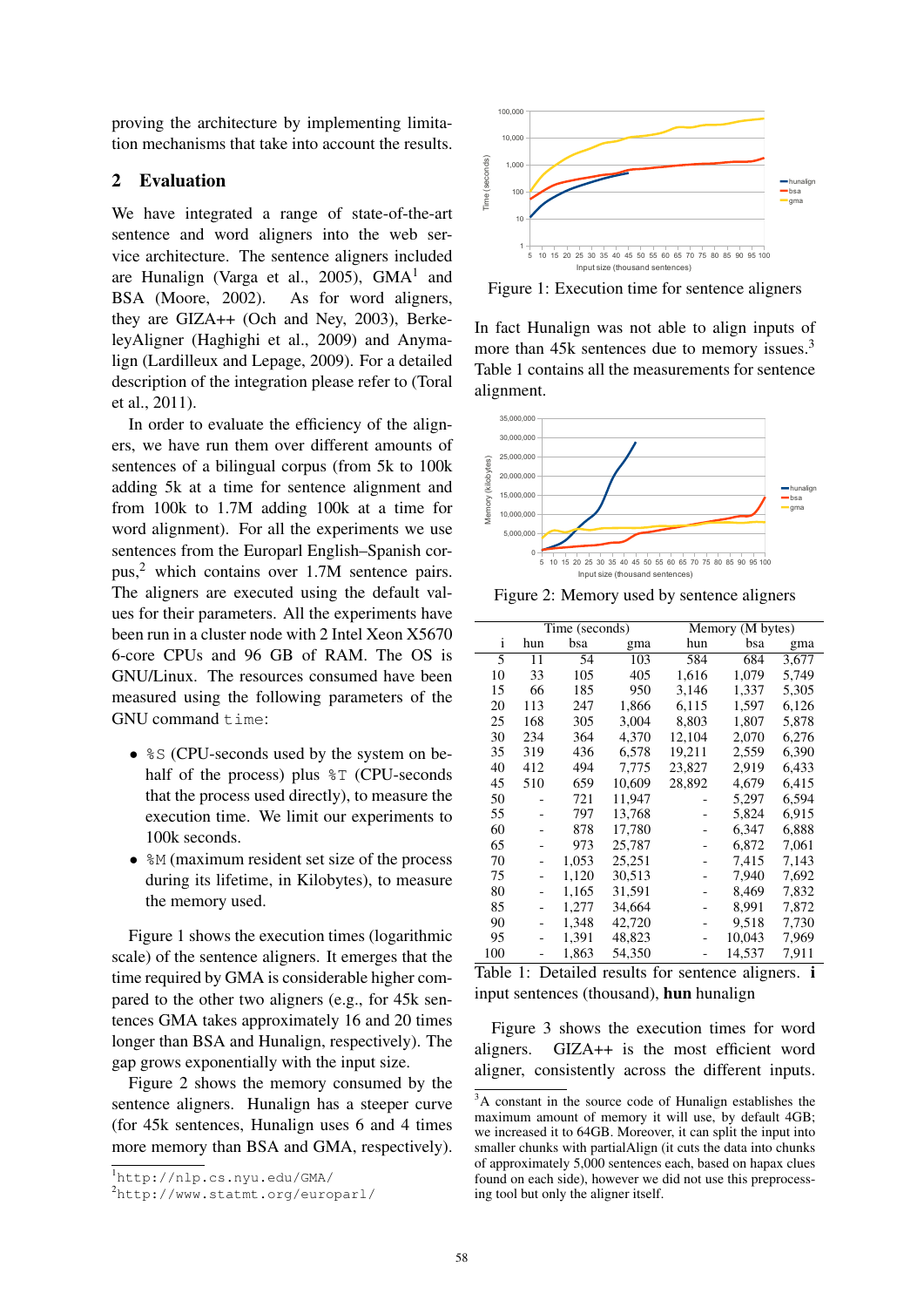proving the architecture by implementing limitation mechanisms that take into account the results.

## 2 Evaluation

We have integrated a range of state-of-the-art sentence and word aligners into the web service architecture. The sentence aligners included are Hunalign (Varga et al., 2005), GMA[1] and BSA (Moore, 2002). As for word aligners, they are GIZA++ (Och and Ney, 2003), BerkeleyAligner (Haghighi et al., 2009) and Anymalign (Lardilleux and Lepage, 2009). For a detailed description of the integration please refer to (Toral et al., 2011).

In order to evaluate the efficiency of the aligners, we have run them over different amounts of sentences of a bilingual corpus (from 5k to 100k adding 5k at a time for sentence alignment and from 100k to 1.7M adding 100k at a time for word alignment). For all the experiments we use sentences from the Europarl English–Spanish corpus,[2] which contains over 1.7M sentence pairs. The aligners are executed using the default values for their parameters. All the experiments have been run in a cluster node with 2 Intel Xeon X5670 6-core CPUs and 96 GB of RAM. The OS is GNU/Linux. The resources consumed have been measured using the following parameters of the GNU command `time`:

- `%S` (CPU-seconds used by the system on behalf of the process) plus `%T` (CPU-seconds that the process used directly), to measure the execution time. We limit our experiments to 100k seconds.
- `%M` (maximum resident set size of the process during its lifetime, in Kilobytes), to measure the memory used.

Figure 1 shows the execution times (logarithmic scale) of the sentence aligners. It emerges that the time required by GMA is considerable higher compared to the other two aligners (e.g., for 45k sentences GMA takes approximately 16 and 20 times longer than BSA and Hunalign, respectively). The gap grows exponentially with the input size.

Figure 2 shows the memory consumed by the sentence aligners. Hunalign has a steeper curve (for 45k sentences, Hunalign uses 6 and 4 times more memory than BSA and GMA, respectively).

Figure 1: Execution time for sentence aligners

In fact Hunalign was not able to align inputs of more than 45k sentences due to memory issues.[3] Table 1 contains all the measurements for sentence alignment.

Figure 2: Memory used by sentence aligners

| i | Time (seconds) | | | Memory (M bytes) | | |
|---|---|---|---|---|---|---|
| | hun | bsa | gma | hun | bsa | gma |
| 5 | 11 | 54 | 103 | 584 | 684 | 3,677 |
| 10 | 33 | 105 | 405 | 1,616 | 1,079 | 5,749 |
| 15 | 66 | 185 | 950 | 3,146 | 1,337 | 5,305 |
| 20 | 113 | 247 | 1,866 | 6,115 | 1,597 | 6,126 |
| 25 | 168 | 305 | 3,004 | 8,803 | 1,807 | 5,878 |
| 30 | 234 | 364 | 4,370 | 12,104 | 2,070 | 6,276 |
| 35 | 319 | 436 | 6,578 | 19,211 | 2,559 | 6,390 |
| 40 | 412 | 494 | 7,775 | 23,827 | 2,919 | 6,433 |
| 45 | 510 | 659 | 10,609 | 28,892 | 4,679 | 6,415 |
| 50 | - | 721 | 11,947 | - | 5,297 | 6,594 |
| 55 | - | 797 | 13,768 | - | 5,824 | 6,915 |
| 60 | - | 878 | 17,780 | - | 6,347 | 6,888 |
| 65 | - | 973 | 25,787 | - | 6,872 | 7,061 |
| 70 | - | 1,053 | 25,251 | - | 7,415 | 7,143 |
| 75 | - | 1,120 | 30,513 | - | 7,940 | 7,692 |
| 80 | - | 1,165 | 31,591 | - | 8,469 | 7,832 |
| 85 | - | 1,277 | 34,664 | - | 8,991 | 7,872 |
| 90 | - | 1,348 | 42,720 | - | 9,518 | 7,730 |
| 95 | - | 1,391 | 48,823 | - | 10,043 | 7,969 |
| 100 | - | 1,863 | 54,350 | - | 14,537 | 7,911 |

Table 1: Detailed results for sentence aligners. **i** input sentences (thousand), **hun** hunalign

Figure 3 shows the execution times for word aligners. GIZA++ is the most efficient word aligner, consistently across the different inputs.

---

[1] `http://nlp.cs.nyu.edu/GMA/`

[2] `http://www.statmt.org/europarl/`

[3] A constant in the source code of Hunalign establishes the maximum amount of memory it will use, by default 4GB; we increased it to 64GB. Moreover, it can split the input into smaller chunks with partialAlign (it cuts the data into chunks of approximately 5,000 sentences each, based on hapax clues found on each side), however we did not use this preprocessing tool but only the aligner itself.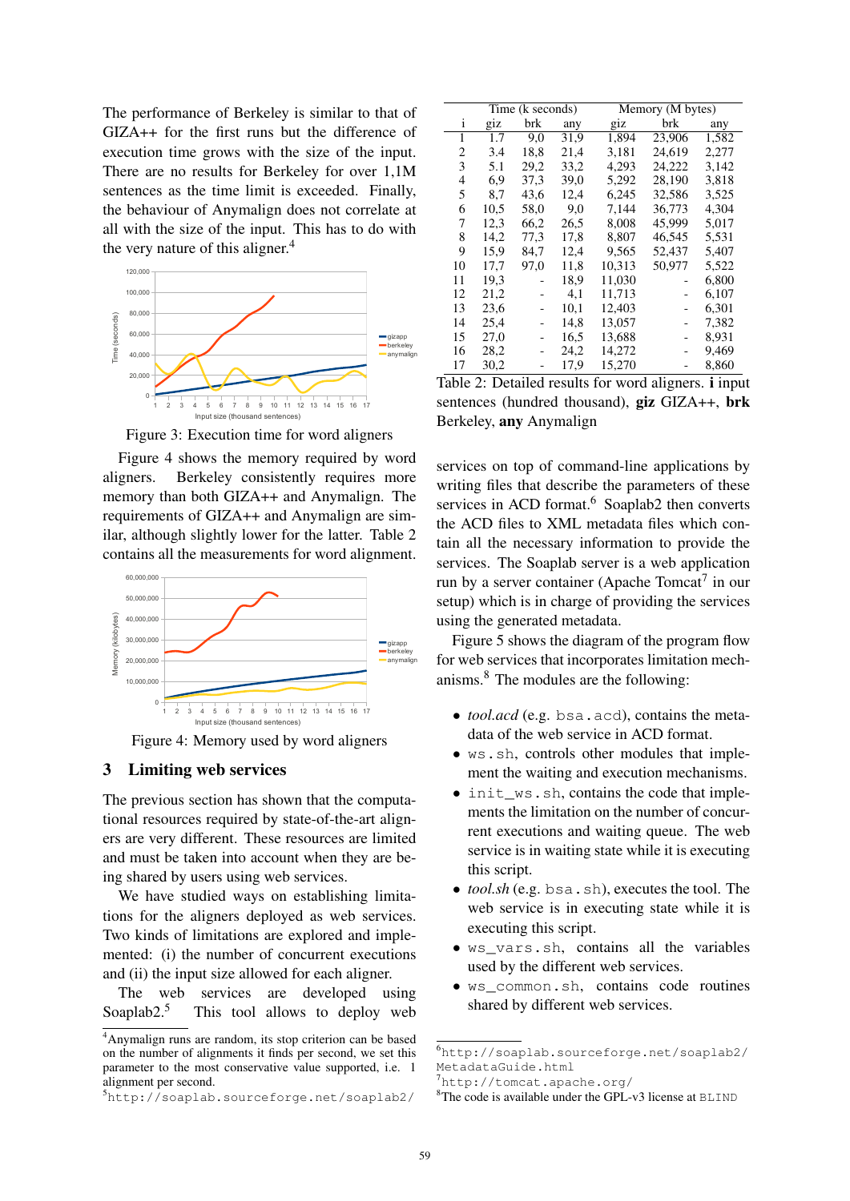The performance of Berkeley is similar to that of GIZA++ for the first runs but the difference of execution time grows with the size of the input. There are no results for Berkeley for over 1,1M sentences as the time limit is exceeded. Finally, the behaviour of Anymalign does not correlate at all with the size of the input. This has to do with the very nature of this aligner.[4]

Figure 3: Execution time for word aligners

Figure 4 shows the memory required by word aligners. Berkeley consistently requires more memory than both GIZA++ and Anymalign. The requirements of GIZA++ and Anymalign are similar, although slightly lower for the latter. Table 2 contains all the measurements for word alignment.

Figure 4: Memory used by word aligners

## 3 Limiting web services

The previous section has shown that the computational resources required by state-of-the-art aligners are very different. These resources are limited and must be taken into account when they are being shared by users using web services.

We have studied ways on establishing limitations for the aligners deployed as web services. Two kinds of limitations are explored and implemented: (i) the number of concurrent executions and (ii) the input size allowed for each aligner.

The web services are developed using Soaplab2.[5] This tool allows to deploy web services on top of command-line applications by writing files that describe the parameters of these services in ACD format.[6] Soaplab2 then converts the ACD files to XML metadata files which contain all the necessary information to provide the services. The Soaplab server is a web application run by a server container (Apache Tomcat[7] in our setup) which is in charge of providing the services using the generated metadata.

| i | Time (k seconds) giz | brk | any | Memory (M bytes) giz | brk | any |
|---|---|---|---|---|---|---|
| 1 | 1.7 | 9,0 | 31,9 | 1,894 | 23,906 | 1,582 |
| 2 | 3.4 | 18,8 | 21,4 | 3,181 | 24,619 | 2,277 |
| 3 | 5.1 | 29,2 | 33,2 | 4,293 | 24,222 | 3,142 |
| 4 | 6,9 | 37,3 | 39,0 | 5,292 | 28,190 | 3,818 |
| 5 | 8,7 | 43,6 | 12,4 | 6,245 | 32,586 | 3,525 |
| 6 | 10,5 | 58,0 | 9,0 | 7,144 | 36,773 | 4,304 |
| 7 | 12,3 | 66,2 | 26,5 | 8,008 | 45,999 | 5,017 |
| 8 | 14,2 | 77,3 | 17,8 | 8,807 | 46,545 | 5,531 |
| 9 | 15,9 | 84,7 | 12,4 | 9,565 | 52,437 | 5,407 |
| 10 | 17,7 | 97,0 | 11,8 | 10,313 | 50,977 | 5,522 |
| 11 | 19,3 | - | 18,9 | 11,030 | - | 6,800 |
| 12 | 21,2 | - | 4,1 | 11,713 | - | 6,107 |
| 13 | 23,6 | - | 10,1 | 12,403 | - | 6,301 |
| 14 | 25,4 | - | 14,8 | 13,057 | - | 7,382 |
| 15 | 27,0 | - | 16,5 | 13,688 | - | 8,931 |
| 16 | 28,2 | - | 24,2 | 14,272 | - | 9,469 |
| 17 | 30,2 | - | 17,9 | 15,270 | - | 8,860 |

Table 2: Detailed results for word aligners. **i** input sentences (hundred thousand), **giz** GIZA++, **brk** Berkeley, **any** Anymalign

Figure 5 shows the diagram of the program flow for web services that incorporates limitation mechanisms.[8] The modules are the following:

- *tool.acd* (e.g. `bsa.acd`), contains the metadata of the web service in ACD format.
- `ws.sh`, controls other modules that implement the waiting and execution mechanisms.
- `init_ws.sh`, contains the code that implements the limitation on the number of concurrent executions and waiting queue. The web service is in waiting state while it is executing this script.
- *tool.sh* (e.g. `bsa.sh`), executes the tool. The web service is in executing state while it is executing this script.
- `ws_vars.sh`, contains all the variables used by the different web services.
- `ws_common.sh`, contains code routines shared by different web services.

[4] Anymalign runs are random, its stop criterion can be based on the number of alignments it finds per second, we set this parameter to the most conservative value supported, i.e. 1 alignment per second.

[5] `http://soaplab.sourceforge.net/soaplab2/`

[6] `http://soaplab.sourceforge.net/soaplab2/MetadataGuide.html`

[7] `http://tomcat.apache.org/`

[8] The code is available under the GPL-v3 license at `BLIND`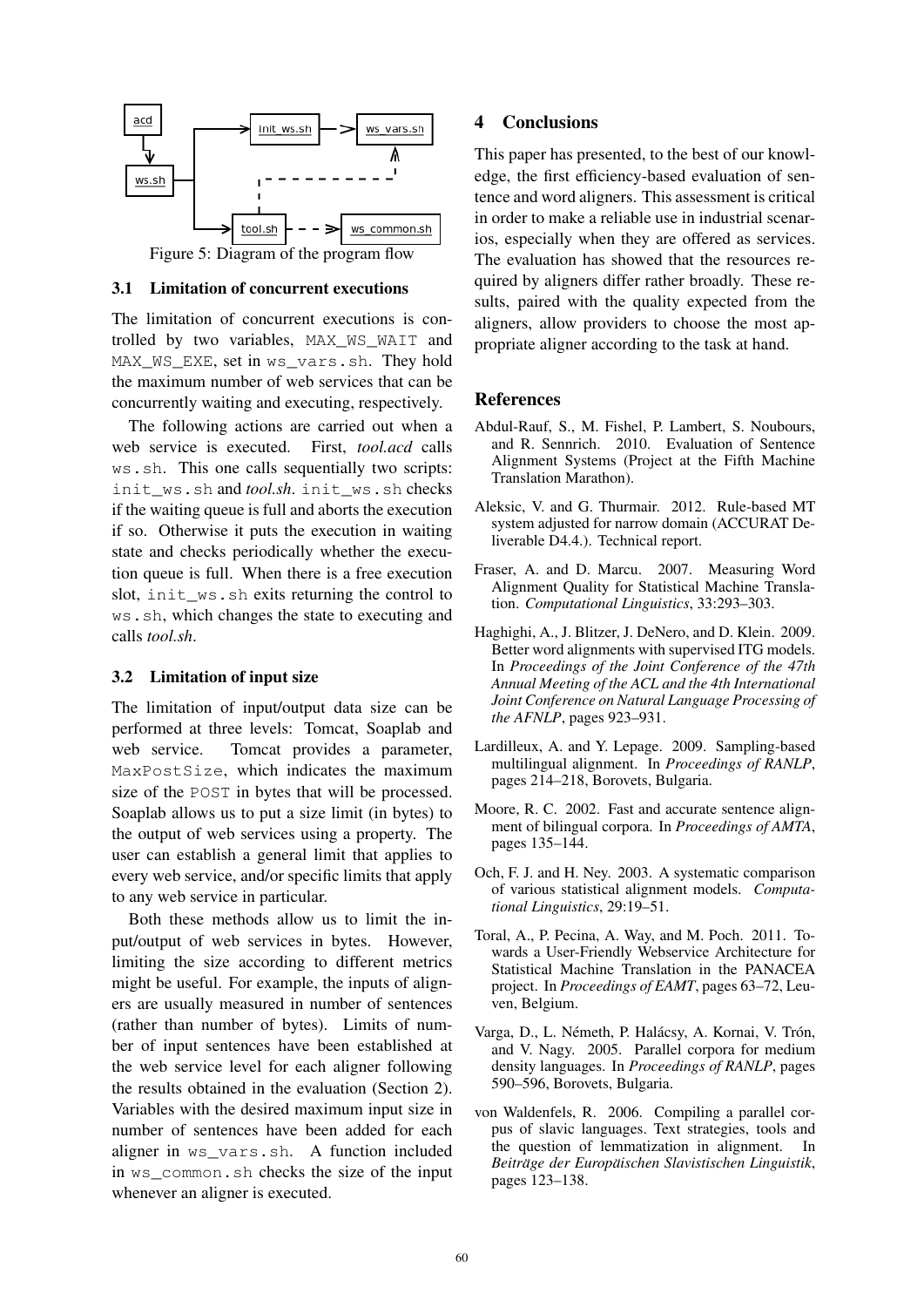acd

ws.sh

init_ws.sh

ws_vars.sh

tool.sh

ws_common.sh

Figure 5: Diagram of the program flow

### 3.1 Limitation of concurrent executions

The limitation of concurrent executions is controlled by two variables, `MAX_WS_WAIT` and `MAX_WS_EXE`, set in `ws_vars.sh`. They hold the maximum number of web services that can be concurrently waiting and executing, respectively.

The following actions are carried out when a web service is executed. First, *tool.acd* calls `ws.sh`. This one calls sequentially two scripts: `init_ws.sh` and *tool.sh*. `init_ws.sh` checks if the waiting queue is full and aborts the execution if so. Otherwise it puts the execution in waiting state and checks periodically whether the execution queue is full. When there is a free execution slot, `init_ws.sh` exits returning the control to `ws.sh`, which changes the state to executing and calls *tool.sh*.

### 3.2 Limitation of input size

The limitation of input/output data size can be performed at three levels: Tomcat, Soaplab and web service. Tomcat provides a parameter, `MaxPostSize`, which indicates the maximum size of the `POST` in bytes that will be processed. Soaplab allows us to put a size limit (in bytes) to the output of web services using a property. The user can establish a general limit that applies to every web service, and/or specific limits that apply to any web service in particular.

Both these methods allow us to limit the input/output of web services in bytes. However, limiting the size according to different metrics might be useful. For example, the inputs of aligners are usually measured in number of sentences (rather than number of bytes). Limits of number of input sentences have been established at the web service level for each aligner following the results obtained in the evaluation (Section 2). Variables with the desired maximum input size in number of sentences have been added for each aligner in `ws_vars.sh`. A function included in `ws_common.sh` checks the size of the input whenever an aligner is executed.

## 4 Conclusions

This paper has presented, to the best of our knowledge, the first efficiency-based evaluation of sentence and word aligners. This assessment is critical in order to make a reliable use in industrial scenarios, especially when they are offered as services. The evaluation has showed that the resources required by aligners differ rather broadly. These results, paired with the quality expected from the aligners, allow providers to choose the most appropriate aligner according to the task at hand.

## References

Abdul-Rauf, S., M. Fishel, P. Lambert, S. Noubours, and R. Sennrich. 2010. Evaluation of Sentence Alignment Systems (Project at the Fifth Machine Translation Marathon).

Aleksic, V. and G. Thurmair. 2012. Rule-based MT system adjusted for narrow domain (ACCURAT Deliverable D4.4.). Technical report.

Fraser, A. and D. Marcu. 2007. Measuring Word Alignment Quality for Statistical Machine Translation. *Computational Linguistics*, 33:293–303.

Haghighi, A., J. Blitzer, J. DeNero, and D. Klein. 2009. Better word alignments with supervised ITG models. In *Proceedings of the Joint Conference of the 47th Annual Meeting of the ACL and the 4th International Joint Conference on Natural Language Processing of the AFNLP*, pages 923–931.

Lardilleux, A. and Y. Lepage. 2009. Sampling-based multilingual alignment. In *Proceedings of RANLP*, pages 214–218, Borovets, Bulgaria.

Moore, R. C. 2002. Fast and accurate sentence alignment of bilingual corpora. In *Proceedings of AMTA*, pages 135–144.

Och, F. J. and H. Ney. 2003. A systematic comparison of various statistical alignment models. *Computational Linguistics*, 29:19–51.

Toral, A., P. Pecina, A. Way, and M. Poch. 2011. Towards a User-Friendly Webservice Architecture for Statistical Machine Translation in the PANACEA project. In *Proceedings of EAMT*, pages 63–72, Leuven, Belgium.

Varga, D., L. Németh, P. Halácsy, A. Kornai, V. Trón, and V. Nagy. 2005. Parallel corpora for medium density languages. In *Proceedings of RANLP*, pages 590–596, Borovets, Bulgaria.

von Waldenfels, R. 2006. Compiling a parallel corpus of slavic languages. Text strategies, tools and the question of lemmatization in alignment. In *Beiträge der Europäischen Slavistischen Linguistik*, pages 123–138.